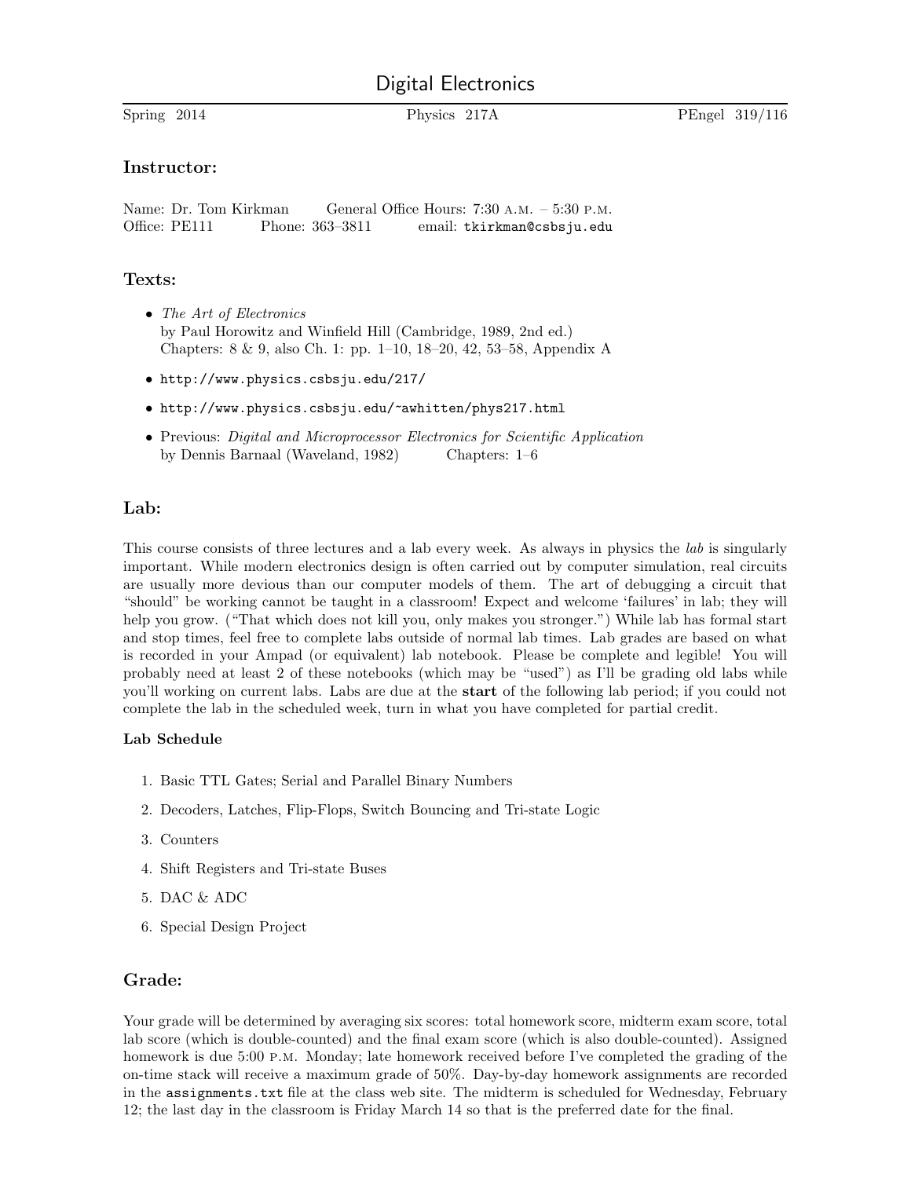# Digital Electronics

Spring 2014 | Physics 217A | PEngel 319/116

## Instructor:

Name: Dr. Tom Kirkman    General Office Hours: 7:30 A.M. – 5:30 P.M.
Office: PE111    Phone: 363–3811    email: `tkirkman@csbsju.edu`

## Texts:

- *The Art of Electronics*
  by Paul Horowitz and Winfield Hill (Cambridge, 1989, 2nd ed.)
  Chapters: 8 & 9, also Ch. 1: pp. 1–10, 18–20, 42, 53–58, Appendix A
- `http://www.physics.csbsju.edu/217/`
- `http://www.physics.csbsju.edu/~awhitten/phys217.html`
- Previous: *Digital and Microprocessor Electronics for Scientific Application*
  by Dennis Barnaal (Waveland, 1982)    Chapters: 1–6

## Lab:

This course consists of three lectures and a lab every week. As always in physics the *lab* is singularly important. While modern electronics design is often carried out by computer simulation, real circuits are usually more devious than our computer models of them. The art of debugging a circuit that "should" be working cannot be taught in a classroom! Expect and welcome 'failures' in lab; they will help you grow. ("That which does not kill you, only makes you stronger.") While lab has formal start and stop times, feel free to complete labs outside of normal lab times. Lab grades are based on what is recorded in your Ampad (or equivalent) lab notebook. Please be complete and legible! You will probably need at least 2 of these notebooks (which may be "used") as I'll be grading old labs while you'll working on current labs. Labs are due at the **start** of the following lab period; if you could not complete the lab in the scheduled week, turn in what you have completed for partial credit.

### Lab Schedule

1. Basic TTL Gates; Serial and Parallel Binary Numbers
2. Decoders, Latches, Flip-Flops, Switch Bouncing and Tri-state Logic
3. Counters
4. Shift Registers and Tri-state Buses
5. DAC & ADC
6. Special Design Project

## Grade:

Your grade will be determined by averaging six scores: total homework score, midterm exam score, total lab score (which is double-counted) and the final exam score (which is also double-counted). Assigned homework is due 5:00 P.M. Monday; late homework received before I've completed the grading of the on-time stack will receive a maximum grade of 50%. Day-by-day homework assignments are recorded in the `assignments.txt` file at the class web site. The midterm is scheduled for Wednesday, February 12; the last day in the classroom is Friday March 14 so that is the preferred date for the final.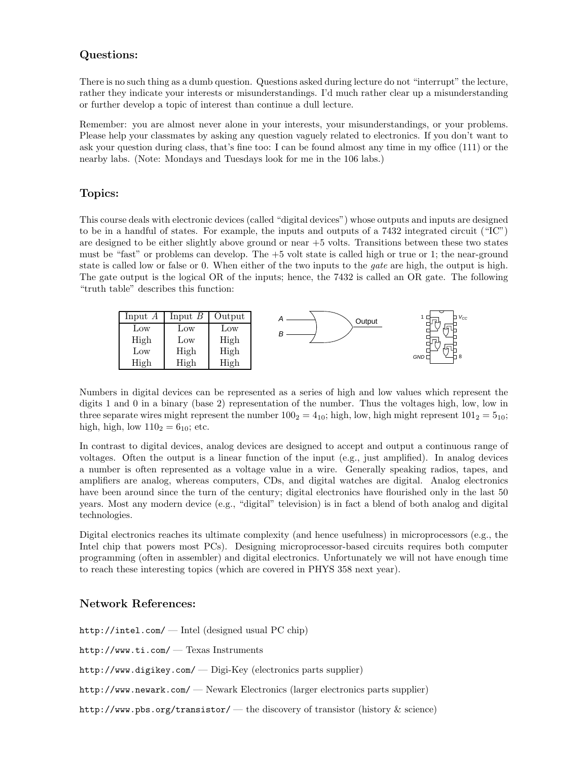## Questions:

There is no such thing as a dumb question. Questions asked during lecture do not "interrupt" the lecture, rather they indicate your interests or misunderstandings. I'd much rather clear up a misunderstanding or further develop a topic of interest than continue a dull lecture.

Remember: you are almost never alone in your interests, your misunderstandings, or your problems. Please help your classmates by asking any question vaguely related to electronics. If you don't want to ask your question during class, that's fine too: I can be found almost any time in my office (111) or the nearby labs. (Note: Mondays and Tuesdays look for me in the 106 labs.)

## Topics:

This course deals with electronic devices (called "digital devices") whose outputs and inputs are designed to be in a handful of states. For example, the inputs and outputs of a 7432 integrated circuit ("IC") are designed to be either slightly above ground or near +5 volts. Transitions between these two states must be "fast" or problems can develop. The +5 volt state is called high or true or 1; the near-ground state is called low or false or 0. When either of the two inputs to the *gate* are high, the output is high. The gate output is the logical OR of the inputs; hence, the 7432 is called an OR gate. The following "truth table" describes this function:

| Input $A$ | Input $B$ | Output |
|---|---|---|
| Low | Low | Low |
| High | Low | High |
| Low | High | High |
| High | High | High |

A

B

Output

1

$V_{CC}$

GND

8

Numbers in digital devices can be represented as a series of high and low values which represent the digits 1 and 0 in a binary (base 2) representation of the number. Thus the voltages high, low, low in three separate wires might represent the number $100_2 = 4_{10}$; high, low, high might represent $101_2 = 5_{10}$; high, high, low $110_2 = 6_{10}$; etc.

In contrast to digital devices, analog devices are designed to accept and output a continuous range of voltages. Often the output is a linear function of the input (e.g., just amplified). In analog devices a number is often represented as a voltage value in a wire. Generally speaking radios, tapes, and amplifiers are analog, whereas computers, CDs, and digital watches are digital. Analog electronics have been around since the turn of the century; digital electronics have flourished only in the last 50 years. Most any modern device (e.g., "digital" television) is in fact a blend of both analog and digital technologies.

Digital electronics reaches its ultimate complexity (and hence usefulness) in microprocessors (e.g., the Intel chip that powers most PCs). Designing microprocessor-based circuits requires both computer programming (often in assembler) and digital electronics. Unfortunately we will not have enough time to reach these interesting topics (which are covered in PHYS 358 next year).

## Network References:

http://intel.com/ — Intel (designed usual PC chip)

http://www.ti.com/ — Texas Instruments

http://www.digikey.com/ — Digi-Key (electronics parts supplier)

http://www.newark.com/ — Newark Electronics (larger electronics parts supplier)

http://www.pbs.org/transistor/ — the discovery of transistor (history & science)